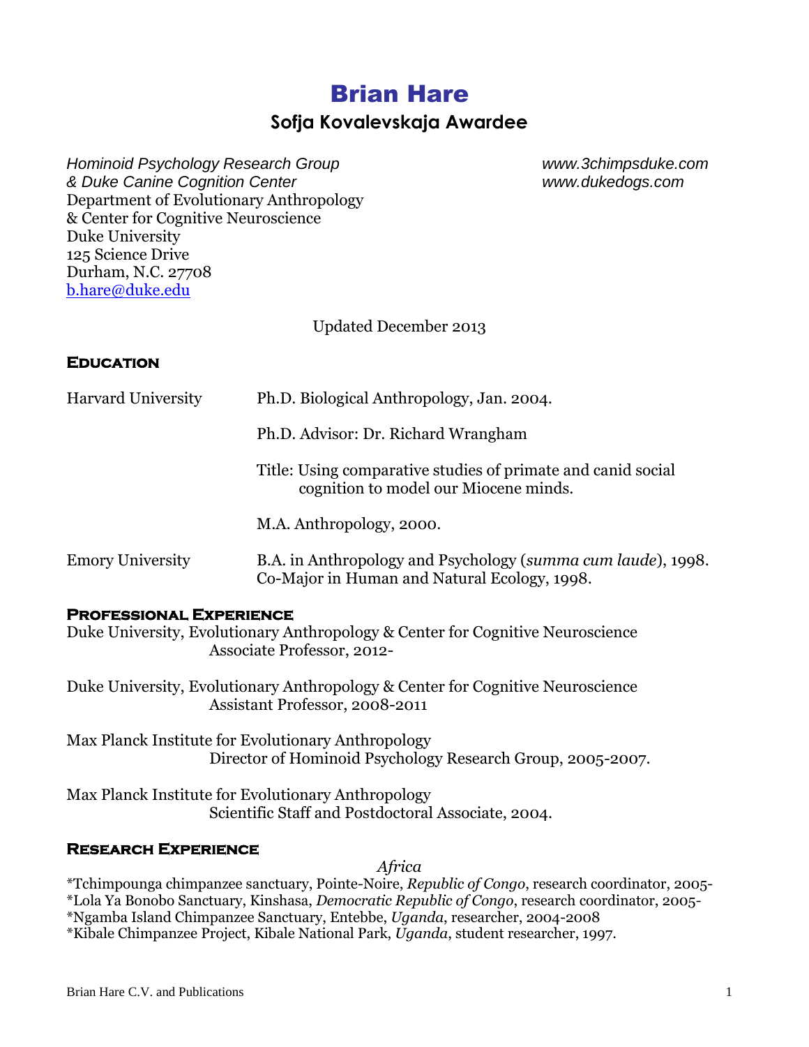# Brian Hare

## Sofja Kovalevskaja Awardee

*Hominoid Psychology Research Group*
*& Duke Canine Cognition Center*
Department of Evolutionary Anthropology
& Center for Cognitive Neuroscience
Duke University
125 Science Drive
Durham, N.C. 27708
b.hare@duke.edu

*www.3chimpsduke.com*
*www.dukedogs.com*

Updated December 2013

### Education

| | |
|---|---|
| Harvard University | Ph.D. Biological Anthropology, Jan. 2004. |
| | Ph.D. Advisor: Dr. Richard Wrangham |
| | Title: Using comparative studies of primate and canid social cognition to model our Miocene minds. |
| | M.A. Anthropology, 2000. |
| Emory University | B.A. in Anthropology and Psychology (*summa cum laude*), 1998. Co-Major in Human and Natural Ecology, 1998. |

### Professional Experience

Duke University, Evolutionary Anthropology & Center for Cognitive Neuroscience
Associate Professor, 2012-

Duke University, Evolutionary Anthropology & Center for Cognitive Neuroscience
Assistant Professor, 2008-2011

Max Planck Institute for Evolutionary Anthropology
Director of Hominoid Psychology Research Group, 2005-2007.

Max Planck Institute for Evolutionary Anthropology
Scientific Staff and Postdoctoral Associate, 2004.

### Research Experience

*Africa*

*Tchimpounga chimpanzee sanctuary, Pointe-Noire, *Republic of Congo*, research coordinator, 2005-
*Lola Ya Bonobo Sanctuary, Kinshasa, *Democratic Republic of Congo*, research coordinator, 2005-
*Ngamba Island Chimpanzee Sanctuary, Entebbe, *Uganda*, researcher, 2004-2008
*Kibale Chimpanzee Project, Kibale National Park, *Uganda*, student researcher, 1997.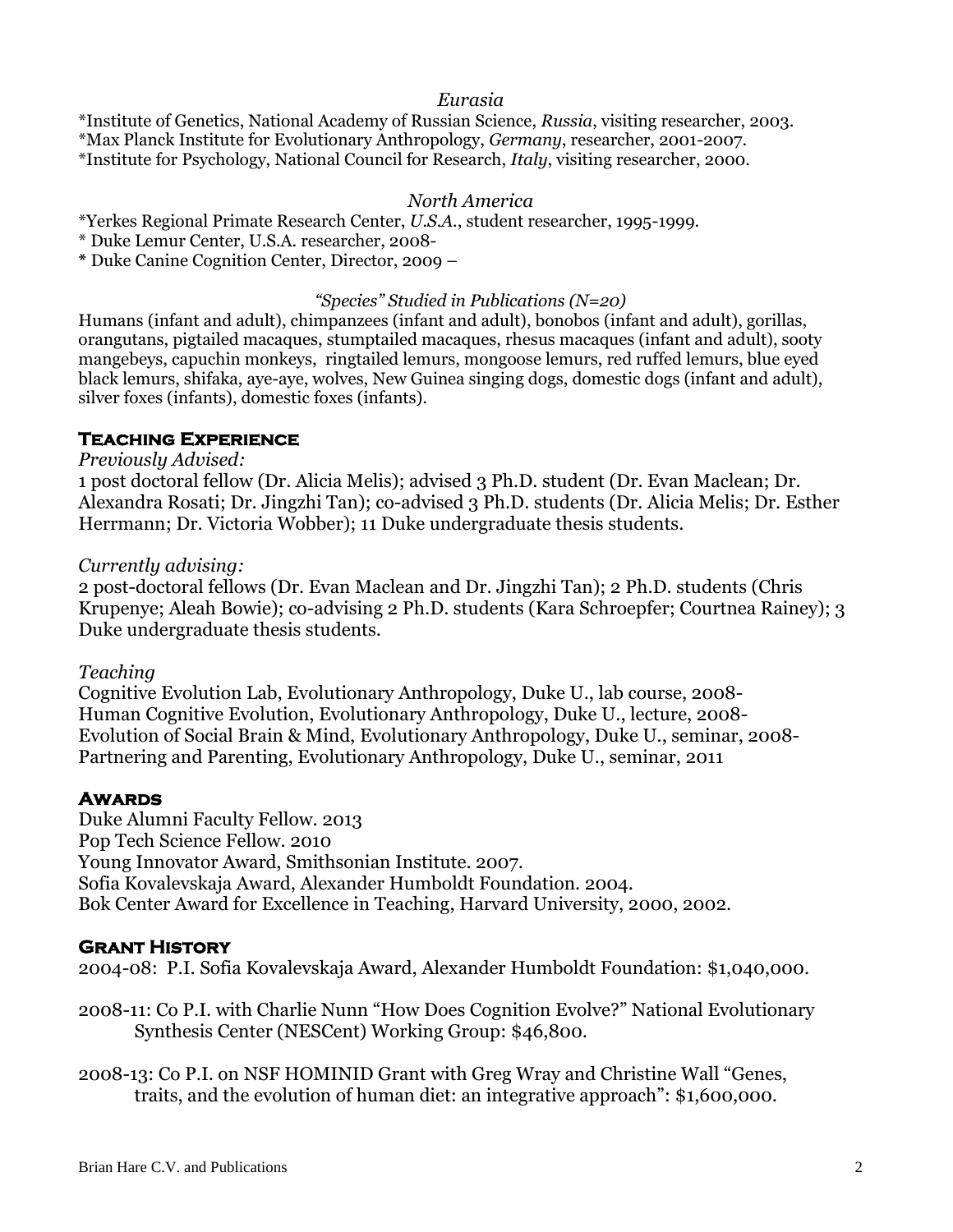*Eurasia*

*Institute of Genetics, National Academy of Russian Science, *Russia*, visiting researcher, 2003.
*Max Planck Institute for Evolutionary Anthropology, *Germany*, researcher, 2001-2007.
*Institute for Psychology, National Council for Research, *Italy*, visiting researcher, 2000.

*North America*

*Yerkes Regional Primate Research Center, *U.S.A.*, student researcher, 1995-1999.
* Duke Lemur Center, U.S.A. researcher, 2008-
* Duke Canine Cognition Center, Director, 2009 –

*"Species" Studied in Publications (N=20)*

Humans (infant and adult), chimpanzees (infant and adult), bonobos (infant and adult), gorillas, orangutans, pigtailed macaques, stumptailed macaques, rhesus macaques (infant and adult), sooty mangebeys, capuchin monkeys, ringtailed lemurs, mongoose lemurs, red ruffed lemurs, blue eyed black lemurs, shifaka, aye-aye, wolves, New Guinea singing dogs, domestic dogs (infant and adult), silver foxes (infants), domestic foxes (infants).

## Teaching Experience

*Previously Advised:*

1 post doctoral fellow (Dr. Alicia Melis); advised 3 Ph.D. student (Dr. Evan Maclean; Dr. Alexandra Rosati; Dr. Jingzhi Tan); co-advised 3 Ph.D. students (Dr. Alicia Melis; Dr. Esther Herrmann; Dr. Victoria Wobber); 11 Duke undergraduate thesis students.

*Currently advising:*

2 post-doctoral fellows (Dr. Evan Maclean and Dr. Jingzhi Tan); 2 Ph.D. students (Chris Krupenye; Aleah Bowie); co-advising 2 Ph.D. students (Kara Schroepfer; Courtnea Rainey); 3 Duke undergraduate thesis students.

*Teaching*

Cognitive Evolution Lab, Evolutionary Anthropology, Duke U., lab course, 2008-
Human Cognitive Evolution, Evolutionary Anthropology, Duke U., lecture, 2008-
Evolution of Social Brain & Mind, Evolutionary Anthropology, Duke U., seminar, 2008-
Partnering and Parenting, Evolutionary Anthropology, Duke U., seminar, 2011

## Awards

Duke Alumni Faculty Fellow. 2013
Pop Tech Science Fellow. 2010
Young Innovator Award, Smithsonian Institute. 2007.
Sofia Kovalevskaja Award, Alexander Humboldt Foundation. 2004.
Bok Center Award for Excellence in Teaching, Harvard University, 2000, 2002.

## Grant History

2004-08: P.I. Sofia Kovalevskaja Award, Alexander Humboldt Foundation: $1,040,000.

2008-11: Co P.I. with Charlie Nunn "How Does Cognition Evolve?" National Evolutionary Synthesis Center (NESCent) Working Group: $46,800.

2008-13: Co P.I. on NSF HOMINID Grant with Greg Wray and Christine Wall "Genes, traits, and the evolution of human diet: an integrative approach": $1,600,000.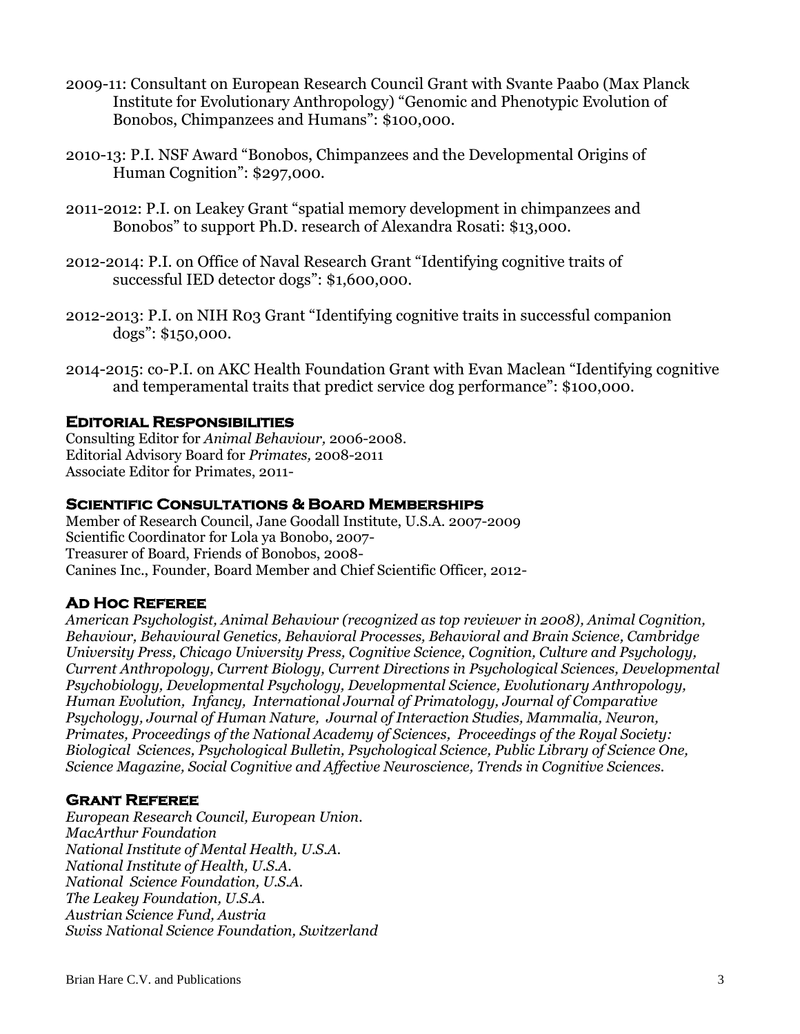2009-11: Consultant on European Research Council Grant with Svante Paabo (Max Planck Institute for Evolutionary Anthropology) "Genomic and Phenotypic Evolution of Bonobos, Chimpanzees and Humans": $100,000.

2010-13: P.I. NSF Award "Bonobos, Chimpanzees and the Developmental Origins of Human Cognition": $297,000.

2011-2012: P.I. on Leakey Grant "spatial memory development in chimpanzees and Bonobos" to support Ph.D. research of Alexandra Rosati: $13,000.

2012-2014: P.I. on Office of Naval Research Grant "Identifying cognitive traits of successful IED detector dogs": $1,600,000.

2012-2013: P.I. on NIH R03 Grant "Identifying cognitive traits in successful companion dogs": $150,000.

2014-2015: co-P.I. on AKC Health Foundation Grant with Evan Maclean "Identifying cognitive and temperamental traits that predict service dog performance": $100,000.

## Editorial Responsibilities

Consulting Editor for *Animal Behaviour,* 2006-2008.
Editorial Advisory Board for *Primates,* 2008-2011
Associate Editor for Primates, 2011-

## Scientific Consultations & Board Memberships

Member of Research Council, Jane Goodall Institute, U.S.A. 2007-2009
Scientific Coordinator for Lola ya Bonobo, 2007-
Treasurer of Board, Friends of Bonobos, 2008-
Canines Inc., Founder, Board Member and Chief Scientific Officer, 2012-

## Ad Hoc Referee

*American Psychologist, Animal Behaviour (recognized as top reviewer in 2008), Animal Cognition, Behaviour, Behavioural Genetics, Behavioral Processes, Behavioral and Brain Science, Cambridge University Press, Chicago University Press, Cognitive Science, Cognition, Culture and Psychology, Current Anthropology, Current Biology, Current Directions in Psychological Sciences, Developmental Psychobiology, Developmental Psychology, Developmental Science, Evolutionary Anthropology, Human Evolution, Infancy, International Journal of Primatology, Journal of Comparative Psychology, Journal of Human Nature, Journal of Interaction Studies, Mammalia, Neuron, Primates, Proceedings of the National Academy of Sciences, Proceedings of the Royal Society: Biological Sciences, Psychological Bulletin, Psychological Science, Public Library of Science One, Science Magazine, Social Cognitive and Affective Neuroscience, Trends in Cognitive Sciences.*

## Grant Referee

*European Research Council, European Union.*
*MacArthur Foundation*
*National Institute of Mental Health, U.S.A.*
*National Institute of Health, U.S.A.*
*National Science Foundation, U.S.A.*
*The Leakey Foundation, U.S.A.*
*Austrian Science Fund, Austria*
*Swiss National Science Foundation, Switzerland*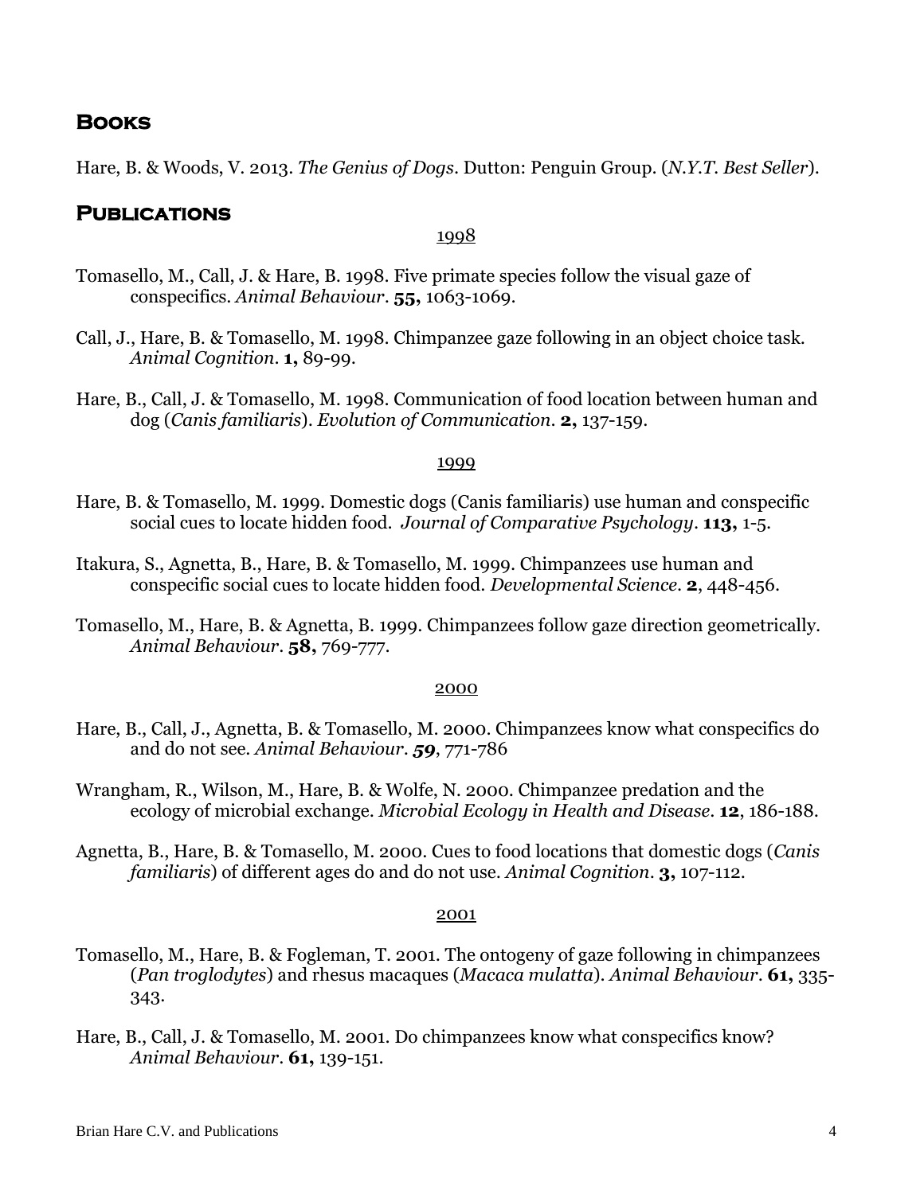## Books

Hare, B. & Woods, V. 2013. *The Genius of Dogs*. Dutton: Penguin Group. (*N.Y.T. Best Seller*).

## Publications

1998

Tomasello, M., Call, J. & Hare, B. 1998. Five primate species follow the visual gaze of conspecifics. *Animal Behaviour*. **55,** 1063-1069.

Call, J., Hare, B. & Tomasello, M. 1998. Chimpanzee gaze following in an object choice task. *Animal Cognition*. **1,** 89-99.

Hare, B., Call, J. & Tomasello, M. 1998. Communication of food location between human and dog (*Canis familiaris*). *Evolution of Communication*. **2,** 137-159.

1999

Hare, B. & Tomasello, M. 1999. Domestic dogs (Canis familiaris) use human and conspecific social cues to locate hidden food. *Journal of Comparative Psychology*. **113,** 1-5.

Itakura, S., Agnetta, B., Hare, B. & Tomasello, M. 1999. Chimpanzees use human and conspecific social cues to locate hidden food. *Developmental Science*. **2**, 448-456.

Tomasello, M., Hare, B. & Agnetta, B. 1999. Chimpanzees follow gaze direction geometrically. *Animal Behaviour*. **58,** 769-777.

2000

Hare, B., Call, J., Agnetta, B. & Tomasello, M. 2000. Chimpanzees know what conspecifics do and do not see. *Animal Behaviour*. ***59***, 771-786

Wrangham, R., Wilson, M., Hare, B. & Wolfe, N. 2000. Chimpanzee predation and the ecology of microbial exchange. *Microbial Ecology in Health and Disease*. **12**, 186-188.

Agnetta, B., Hare, B. & Tomasello, M. 2000. Cues to food locations that domestic dogs (*Canis familiaris*) of different ages do and do not use. *Animal Cognition*. **3,** 107-112.

2001

Tomasello, M., Hare, B. & Fogleman, T. 2001. The ontogeny of gaze following in chimpanzees (*Pan troglodytes*) and rhesus macaques (*Macaca mulatta*). *Animal Behaviour*. **61,** 335-343.

Hare, B., Call, J. & Tomasello, M. 2001. Do chimpanzees know what conspecifics know? *Animal Behaviour*. **61,** 139-151.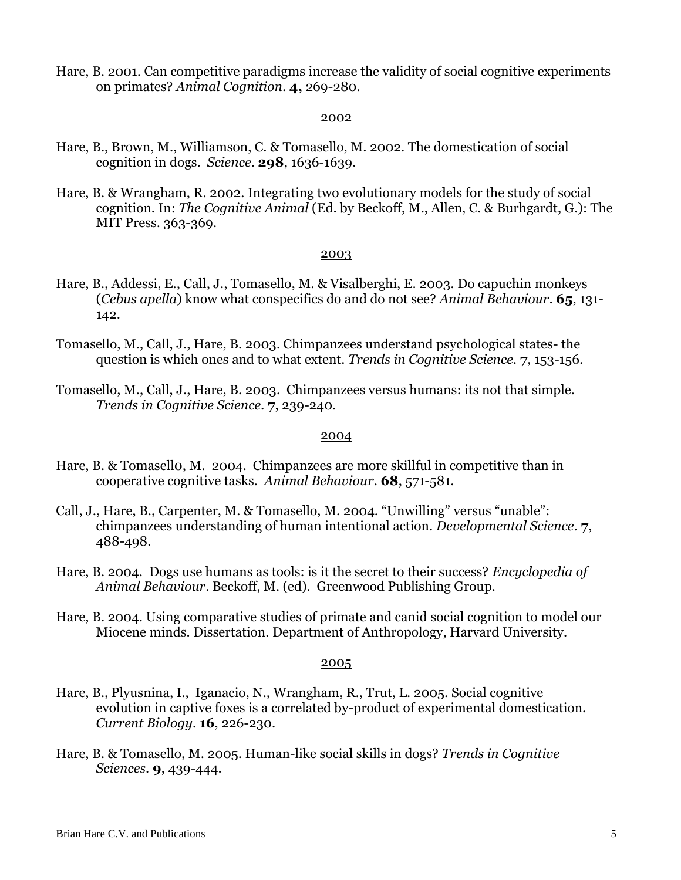Hare, B. 2001. Can competitive paradigms increase the validity of social cognitive experiments on primates? *Animal Cognition*. **4,** 269-280.

2002

Hare, B., Brown, M., Williamson, C. & Tomasello, M. 2002. The domestication of social cognition in dogs. *Science*. **298**, 1636-1639.

Hare, B. & Wrangham, R. 2002. Integrating two evolutionary models for the study of social cognition. In: *The Cognitive Animal* (Ed. by Beckoff, M., Allen, C. & Burhgardt, G.): The MIT Press. 363-369.

2003

Hare, B., Addessi, E., Call, J., Tomasello, M. & Visalberghi, E. 2003. Do capuchin monkeys (*Cebus apella*) know what conspecifics do and do not see? *Animal Behaviour*. **65**, 131-142.

Tomasello, M., Call, J., Hare, B. 2003. Chimpanzees understand psychological states- the question is which ones and to what extent. *Trends in Cognitive Science*. **7**, 153-156.

Tomasello, M., Call, J., Hare, B. 2003. Chimpanzees versus humans: its not that simple. *Trends in Cognitive Science*. **7**, 239-240.

2004

Hare, B. & Tomasell0, M. 2004. Chimpanzees are more skillful in competitive than in cooperative cognitive tasks. *Animal Behaviour*. **68**, 571-581.

Call, J., Hare, B., Carpenter, M. & Tomasello, M. 2004. "Unwilling" versus "unable": chimpanzees understanding of human intentional action. *Developmental Science*. **7**, 488-498.

Hare, B. 2004. Dogs use humans as tools: is it the secret to their success? *Encyclopedia of Animal Behaviour*. Beckoff, M. (ed). Greenwood Publishing Group.

Hare, B. 2004. Using comparative studies of primate and canid social cognition to model our Miocene minds. Dissertation. Department of Anthropology, Harvard University.

2005

Hare, B., Plyusnina, I., Iganacio, N., Wrangham, R., Trut, L. 2005. Social cognitive evolution in captive foxes is a correlated by-product of experimental domestication. *Current Biology*. **16**, 226-230.

Hare, B. & Tomasello, M. 2005. Human-like social skills in dogs? *Trends in Cognitive Sciences*. **9**, 439-444.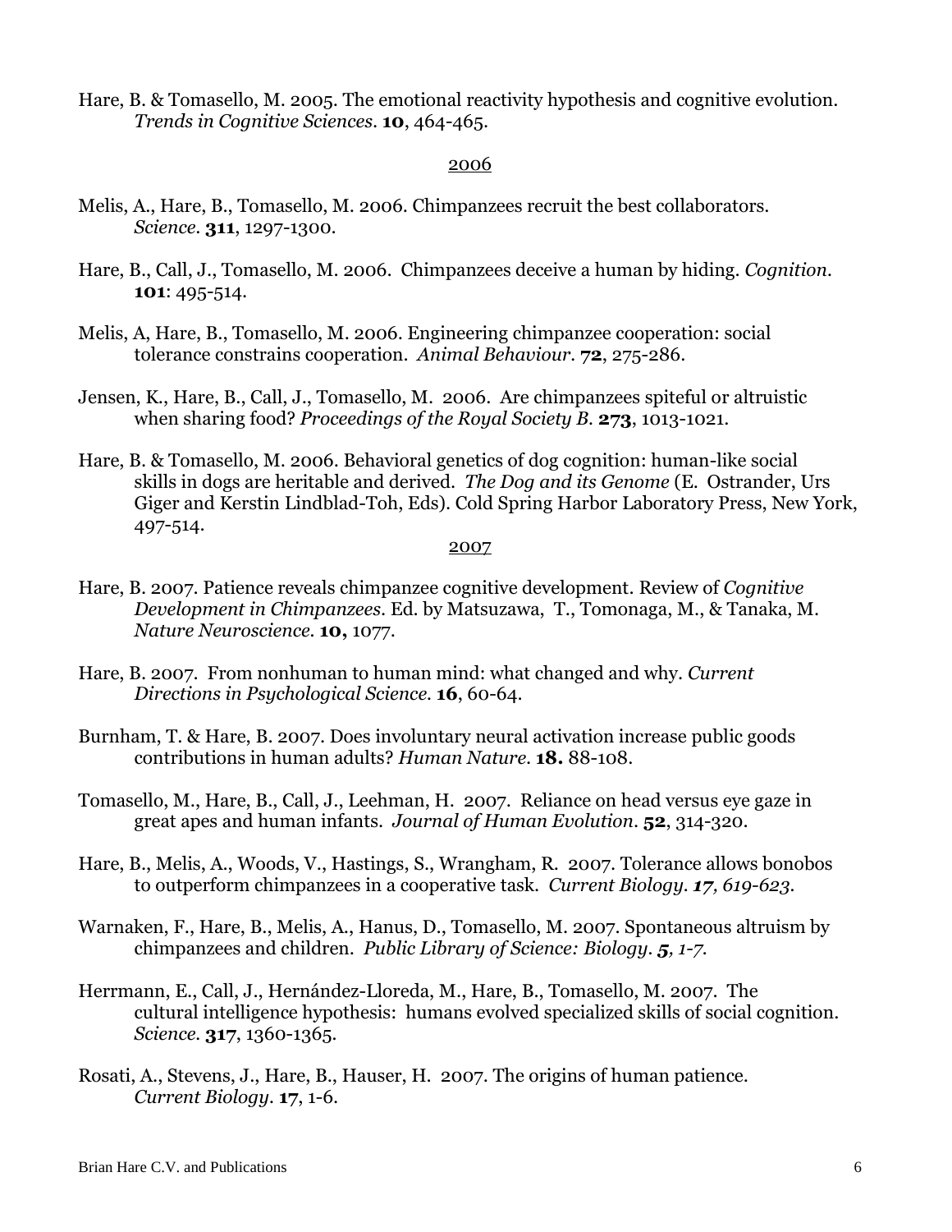Hare, B. & Tomasello, M. 2005. The emotional reactivity hypothesis and cognitive evolution. *Trends in Cognitive Sciences*. **10**, 464-465.

2006

Melis, A., Hare, B., Tomasello, M. 2006. Chimpanzees recruit the best collaborators. *Science*. **311**, 1297-1300.

Hare, B., Call, J., Tomasello, M. 2006. Chimpanzees deceive a human by hiding. *Cognition*. **101**: 495-514.

Melis, A, Hare, B., Tomasello, M. 2006. Engineering chimpanzee cooperation: social tolerance constrains cooperation. *Animal Behaviour*. **72**, 275-286.

Jensen, K., Hare, B., Call, J., Tomasello, M. 2006. Are chimpanzees spiteful or altruistic when sharing food? *Proceedings of the Royal Society B*. **273**, 1013-1021.

Hare, B. & Tomasello, M. 2006. Behavioral genetics of dog cognition: human-like social skills in dogs are heritable and derived. *The Dog and its Genome* (E. Ostrander, Urs Giger and Kerstin Lindblad-Toh, Eds). Cold Spring Harbor Laboratory Press, New York, 497-514.

2007

Hare, B. 2007. Patience reveals chimpanzee cognitive development. Review of *Cognitive Development in Chimpanzees*. Ed. by Matsuzawa, T., Tomonaga, M., & Tanaka, M. *Nature Neuroscience*. **10,** 1077.

Hare, B. 2007. From nonhuman to human mind: what changed and why. *Current Directions in Psychological Science*. **16**, 60-64.

Burnham, T. & Hare, B. 2007. Does involuntary neural activation increase public goods contributions in human adults? *Human Nature*. **18.** 88-108.

Tomasello, M., Hare, B., Call, J., Leehman, H. 2007. Reliance on head versus eye gaze in great apes and human infants. *Journal of Human Evolution*. **52**, 314-320.

Hare, B., Melis, A., Woods, V., Hastings, S., Wrangham, R. 2007. Tolerance allows bonobos to outperform chimpanzees in a cooperative task. *Current Biology. **17**, 619-623.*

Warnaken, F., Hare, B., Melis, A., Hanus, D., Tomasello, M. 2007. Spontaneous altruism by chimpanzees and children. *Public Library of Science: Biology. **5**, 1-7.*

Herrmann, E., Call, J., Hernández-Lloreda, M., Hare, B., Tomasello, M. 2007. The cultural intelligence hypothesis: humans evolved specialized skills of social cognition. *Science*. **317**, 1360-1365.

Rosati, A., Stevens, J., Hare, B., Hauser, H. 2007. The origins of human patience. *Current Biology*. **17**, 1-6.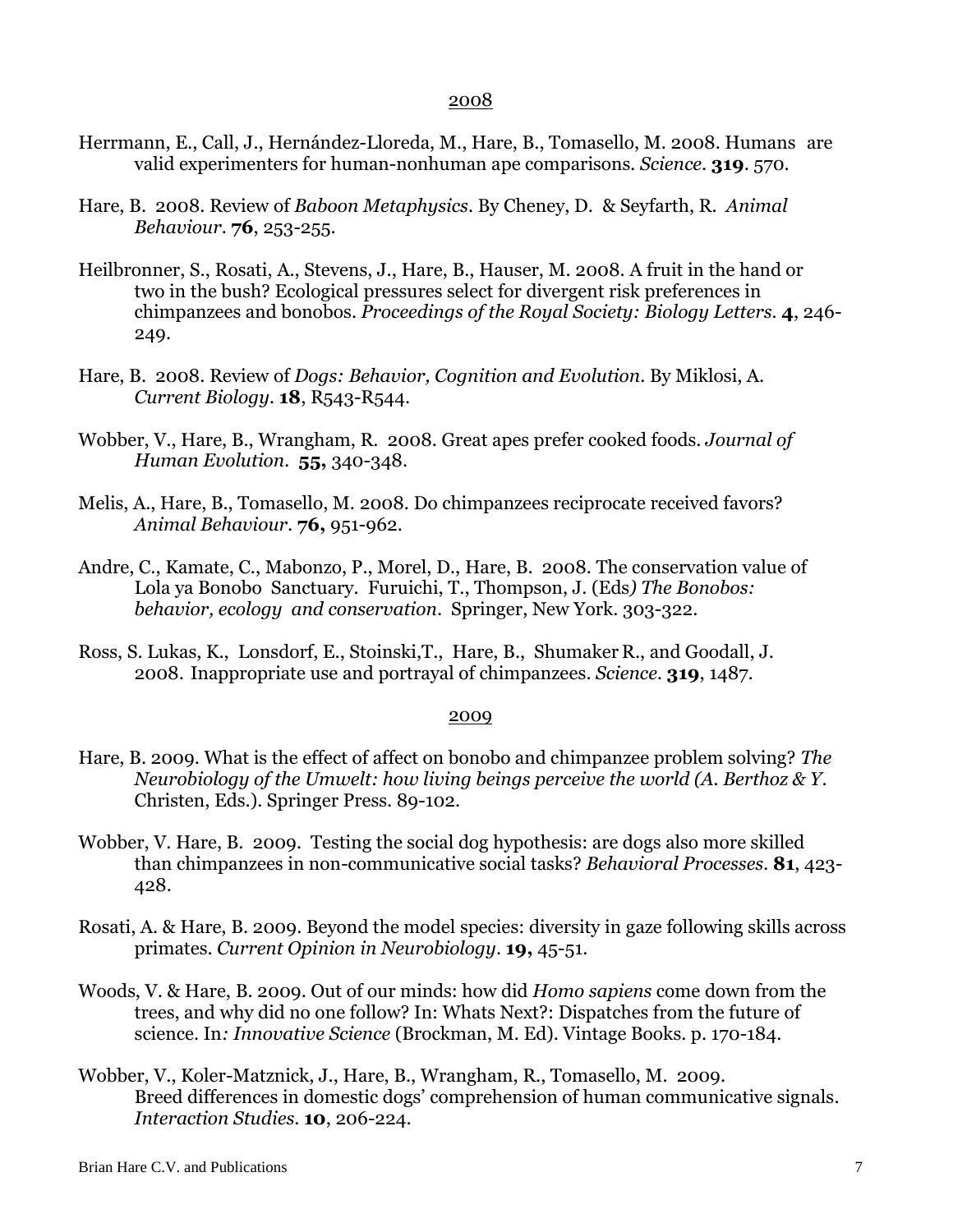2008

Herrmann, E., Call, J., Hernández-Lloreda, M., Hare, B., Tomasello, M. 2008. Humans are valid experimenters for human-nonhuman ape comparisons. *Science*. **319**. 570.

Hare, B. 2008. Review of *Baboon Metaphysics*. By Cheney, D. & Seyfarth, R. *Animal Behaviour*. **76**, 253-255.

Heilbronner, S., Rosati, A., Stevens, J., Hare, B., Hauser, M. 2008. A fruit in the hand or two in the bush? Ecological pressures select for divergent risk preferences in chimpanzees and bonobos. *Proceedings of the Royal Society: Biology Letters*. **4**, 246-249.

Hare, B. 2008. Review of *Dogs: Behavior, Cognition and Evolution*. By Miklosi, A. *Current Biology*. **18**, R543-R544.

Wobber, V., Hare, B., Wrangham, R. 2008. Great apes prefer cooked foods. *Journal of Human Evolution*. **55,** 340-348.

Melis, A., Hare, B., Tomasello, M. 2008. Do chimpanzees reciprocate received favors? *Animal Behaviour*. **76,** 951-962.

Andre, C., Kamate, C., Mabonzo, P., Morel, D., Hare, B. 2008. The conservation value of Lola ya Bonobo Sanctuary. Furuichi, T., Thompson, J. (Eds*) The Bonobos: behavior, ecology and conservation*. Springer, New York. 303-322.

Ross, S. Lukas, K., Lonsdorf, E., Stoinski,T., Hare, B., Shumaker R., and Goodall, J. 2008. Inappropriate use and portrayal of chimpanzees. *Science*. **319**, 1487.

2009

Hare, B. 2009. What is the effect of affect on bonobo and chimpanzee problem solving? *The Neurobiology of the Umwelt: how living beings perceive the world (A. Berthoz & Y.* Christen, Eds.). Springer Press. 89-102.

Wobber, V. Hare, B. 2009. Testing the social dog hypothesis: are dogs also more skilled than chimpanzees in non-communicative social tasks? *Behavioral Processes*. **81**, 423-428.

Rosati, A. & Hare, B. 2009. Beyond the model species: diversity in gaze following skills across primates. *Current Opinion in Neurobiology*. **19,** 45-51.

Woods, V. & Hare, B. 2009. Out of our minds: how did *Homo sapiens* come down from the trees, and why did no one follow? In: Whats Next?: Dispatches from the future of science. In*: Innovative Science* (Brockman, M. Ed). Vintage Books. p. 170-184.

Wobber, V., Koler-Matznick, J., Hare, B., Wrangham, R., Tomasello, M. 2009. Breed differences in domestic dogs' comprehension of human communicative signals. *Interaction Studies*. **10**, 206-224.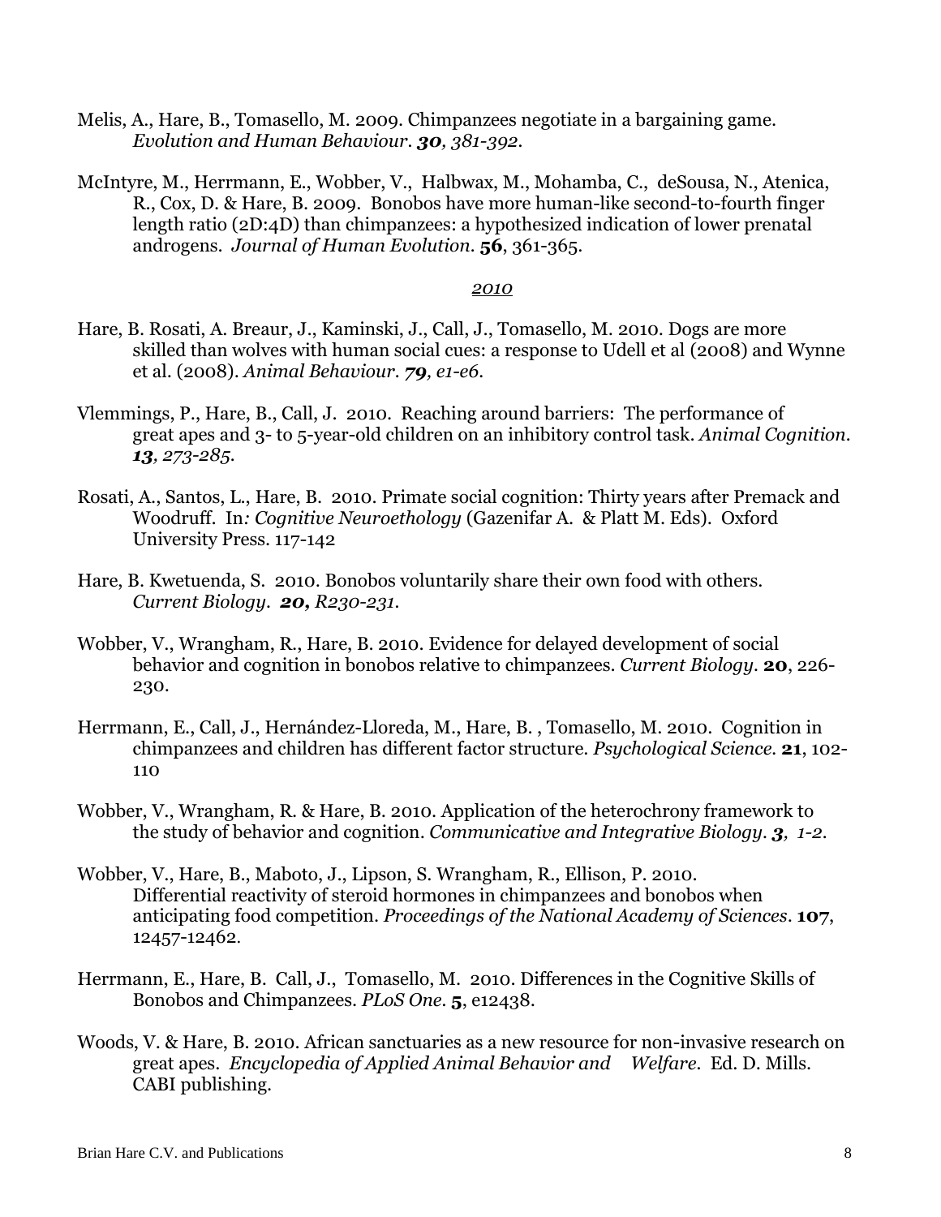Melis, A., Hare, B., Tomasello, M. 2009. Chimpanzees negotiate in a bargaining game. *Evolution and Human Behaviour*. ***30**, 381-392*.

McIntyre, M., Herrmann, E., Wobber, V., Halbwax, M., Mohamba, C., deSousa, N., Atenica, R., Cox, D. & Hare, B. 2009. Bonobos have more human-like second-to-fourth finger length ratio (2D:4D) than chimpanzees: a hypothesized indication of lower prenatal androgens. *Journal of Human Evolution*. **56**, 361-365.

## *2010*

Hare, B. Rosati, A. Breaur, J., Kaminski, J., Call, J., Tomasello, M. 2010. Dogs are more skilled than wolves with human social cues: a response to Udell et al (2008) and Wynne et al. (2008). *Animal Behaviour*. ***79**, e1-e6*.

Vlemmings, P., Hare, B., Call, J. 2010. Reaching around barriers: The performance of great apes and 3- to 5-year-old children on an inhibitory control task. *Animal Cognition*. ***13**, 273-285*.

Rosati, A., Santos, L., Hare, B. 2010. Primate social cognition: Thirty years after Premack and Woodruff. In*: Cognitive Neuroethology* (Gazenifar A. & Platt M. Eds). Oxford University Press. 117-142

Hare, B. Kwetuenda, S. 2010. Bonobos voluntarily share their own food with others. *Current Biology*. ***20**, R230-231*.

Wobber, V., Wrangham, R., Hare, B. 2010. Evidence for delayed development of social behavior and cognition in bonobos relative to chimpanzees. *Current Biology*. **20**, 226-230.

Herrmann, E., Call, J., Hernández-Lloreda, M., Hare, B. , Tomasello, M. 2010. Cognition in chimpanzees and children has different factor structure. *Psychological Science*. **21**, 102-110

Wobber, V., Wrangham, R. & Hare, B. 2010. Application of the heterochrony framework to the study of behavior and cognition. *Communicative and Integrative Biology*. ***3**, 1-2*.

Wobber, V., Hare, B., Maboto, J., Lipson, S. Wrangham, R., Ellison, P. 2010. Differential reactivity of steroid hormones in chimpanzees and bonobos when anticipating food competition. *Proceedings of the National Academy of Sciences*. **107**, 12457-12462.

Herrmann, E., Hare, B. Call, J., Tomasello, M. 2010. Differences in the Cognitive Skills of Bonobos and Chimpanzees. *PLoS One*. **5**, e12438.

Woods, V. & Hare, B. 2010. African sanctuaries as a new resource for non-invasive research on great apes. *Encyclopedia of Applied Animal Behavior and Welfare*. Ed. D. Mills. CABI publishing.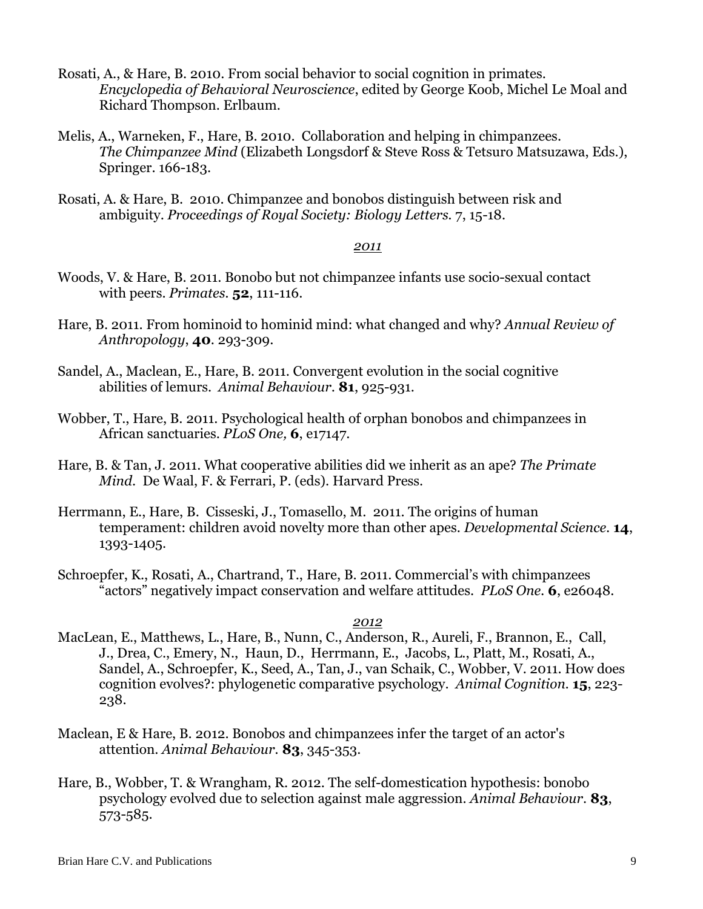Rosati, A., & Hare, B. 2010. From social behavior to social cognition in primates. *Encyclopedia of Behavioral Neuroscience*, edited by George Koob, Michel Le Moal and Richard Thompson. Erlbaum.

Melis, A., Warneken, F., Hare, B. 2010. Collaboration and helping in chimpanzees. *The Chimpanzee Mind* (Elizabeth Longsdorf & Steve Ross & Tetsuro Matsuzawa, Eds.), Springer. 166-183.

Rosati, A. & Hare, B. 2010. Chimpanzee and bonobos distinguish between risk and ambiguity. *Proceedings of Royal Society: Biology Letters.* 7, 15-18.

*2011*

Woods, V. & Hare, B. 2011. Bonobo but not chimpanzee infants use socio-sexual contact with peers. *Primates.* **52**, 111-116.

Hare, B. 2011. From hominoid to hominid mind: what changed and why? *Annual Review of Anthropology*, **40**. 293-309.

Sandel, A., Maclean, E., Hare, B. 2011. Convergent evolution in the social cognitive abilities of lemurs. *Animal Behaviour.* **81**, 925-931.

Wobber, T., Hare, B. 2011. Psychological health of orphan bonobos and chimpanzees in African sanctuaries. *PLoS One,* **6**, e17147.

Hare, B. & Tan, J. 2011. What cooperative abilities did we inherit as an ape? *The Primate Mind.* De Waal, F. & Ferrari, P. (eds). Harvard Press.

Herrmann, E., Hare, B. Cisseski, J., Tomasello, M. 2011. The origins of human temperament: children avoid novelty more than other apes. *Developmental Science.* **14**, 1393-1405.

Schroepfer, K., Rosati, A., Chartrand, T., Hare, B. 2011. Commercial's with chimpanzees "actors" negatively impact conservation and welfare attitudes. *PLoS One.* **6**, e26048.

*2012*

MacLean, E., Matthews, L., Hare, B., Nunn, C., Anderson, R., Aureli, F., Brannon, E., Call, J., Drea, C., Emery, N., Haun, D., Herrmann, E., Jacobs, L., Platt, M., Rosati, A., Sandel, A., Schroepfer, K., Seed, A., Tan, J., van Schaik, C., Wobber, V. 2011. How does cognition evolves?: phylogenetic comparative psychology. *Animal Cognition.* **15**, 223-238.

Maclean, E & Hare, B. 2012. Bonobos and chimpanzees infer the target of an actor's attention. *Animal Behaviour.* **83**, 345-353.

Hare, B., Wobber, T. & Wrangham, R. 2012. The self-domestication hypothesis: bonobo psychology evolved due to selection against male aggression. *Animal Behaviour.* **83**, 573-585.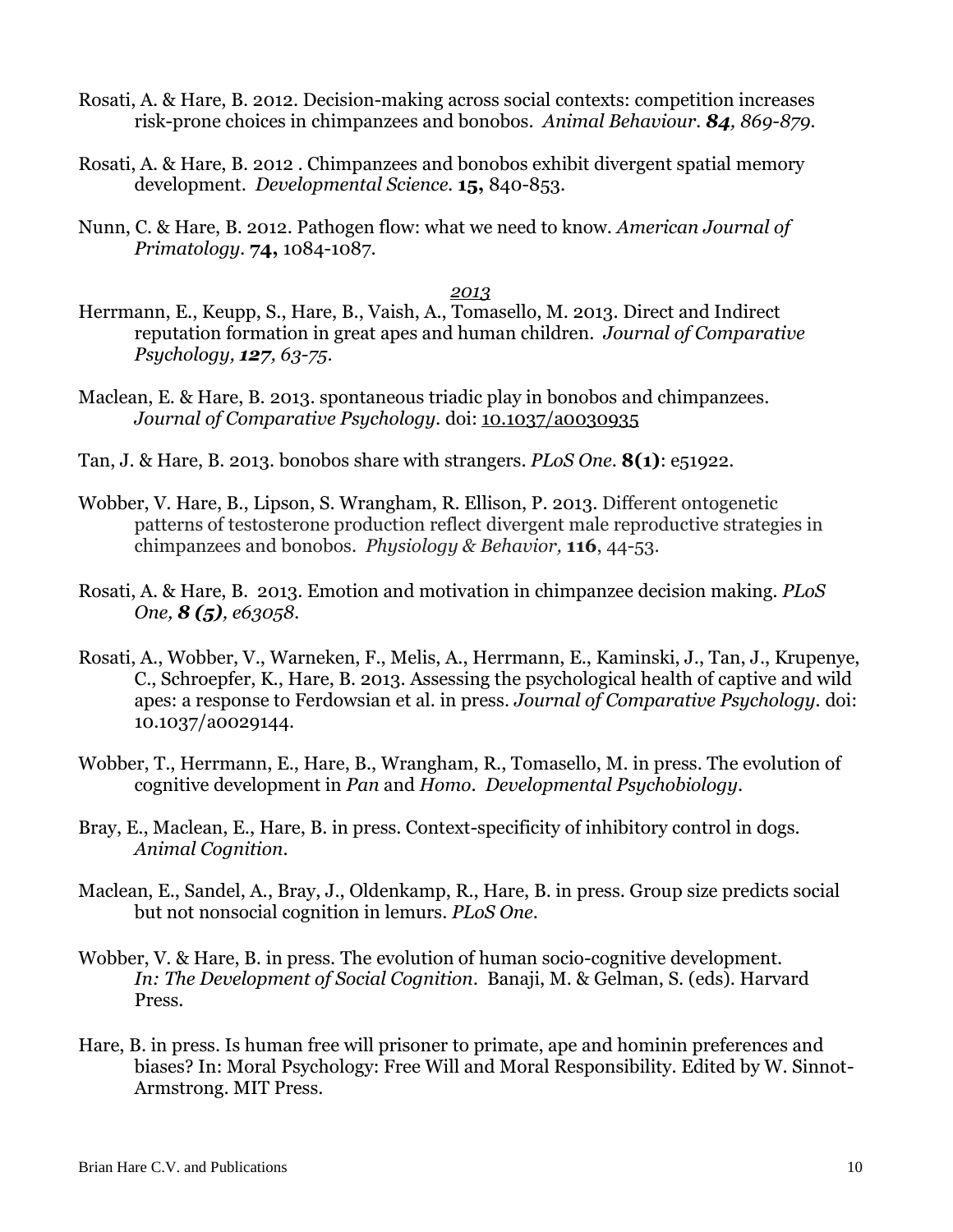Rosati, A. & Hare, B. 2012. Decision-making across social contexts: competition increases risk-prone choices in chimpanzees and bonobos. *Animal Behaviour. **84**, 869-879.*

Rosati, A. & Hare, B. 2012 . Chimpanzees and bonobos exhibit divergent spatial memory development. *Developmental Science.* **15,** 840-853.

Nunn, C. & Hare, B. 2012. Pathogen flow: what we need to know. *American Journal of Primatology.* **74,** 1084-1087.

*2013*

Herrmann, E., Keupp, S., Hare, B., Vaish, A., Tomasello, M. 2013. Direct and Indirect reputation formation in great apes and human children. *Journal of Comparative Psychology, **127**, 63-75.*

Maclean, E. & Hare, B. 2013. spontaneous triadic play in bonobos and chimpanzees. *Journal of Comparative Psychology.* doi: 10.1037/a0030935

Tan, J. & Hare, B. 2013. bonobos share with strangers. *PLoS One.* **8(1)**: e51922.

Wobber, V. Hare, B., Lipson, S. Wrangham, R. Ellison, P. 2013. Different ontogenetic patterns of testosterone production reflect divergent male reproductive strategies in chimpanzees and bonobos. *Physiology & Behavior,* **116**, 44-53.

Rosati, A. & Hare, B. 2013. Emotion and motivation in chimpanzee decision making. *PLoS One, **8 (5)**, e63058.*

Rosati, A., Wobber, V., Warneken, F., Melis, A., Herrmann, E., Kaminski, J., Tan, J., Krupenye, C., Schroepfer, K., Hare, B. 2013. Assessing the psychological health of captive and wild apes: a response to Ferdowsian et al. in press. *Journal of Comparative Psychology.* doi: 10.1037/a0029144.

Wobber, T., Herrmann, E., Hare, B., Wrangham, R., Tomasello, M. in press. The evolution of cognitive development in *Pan* and *Homo*. *Developmental Psychobiology.*

Bray, E., Maclean, E., Hare, B. in press. Context-specificity of inhibitory control in dogs. *Animal Cognition.*

Maclean, E., Sandel, A., Bray, J., Oldenkamp, R., Hare, B. in press. Group size predicts social but not nonsocial cognition in lemurs. *PLoS One.*

Wobber, V. & Hare, B. in press. The evolution of human socio-cognitive development. *In: The Development of Social Cognition.* Banaji, M. & Gelman, S. (eds). Harvard Press.

Hare, B. in press. Is human free will prisoner to primate, ape and hominin preferences and biases? In: Moral Psychology: Free Will and Moral Responsibility. Edited by W. Sinnot-Armstrong. MIT Press.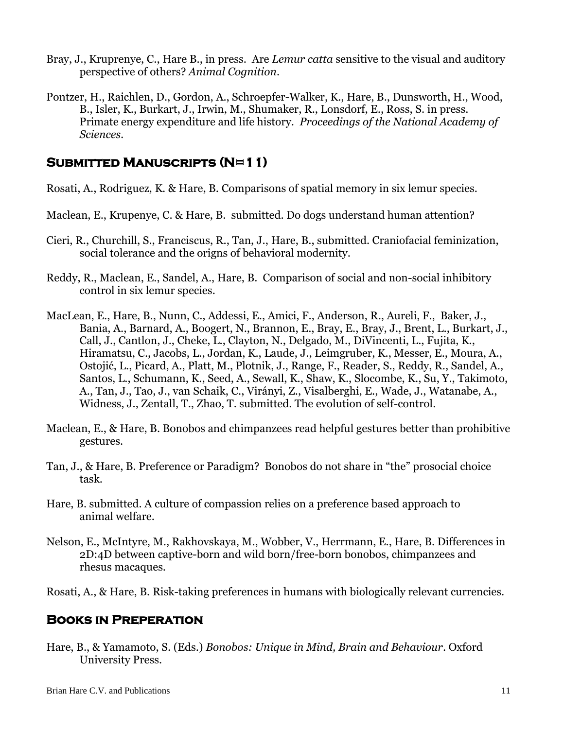Bray, J., Kruprenye, C., Hare B., in press. Are *Lemur catta* sensitive to the visual and auditory perspective of others? *Animal Cognition*.

Pontzer, H., Raichlen, D., Gordon, A., Schroepfer-Walker, K., Hare, B., Dunsworth, H., Wood, B., Isler, K., Burkart, J., Irwin, M., Shumaker, R., Lonsdorf, E., Ross, S. in press. Primate energy expenditure and life history. *Proceedings of the National Academy of Sciences*.

## Submitted Manuscripts (N=11)

Rosati, A., Rodriguez, K. & Hare, B. Comparisons of spatial memory in six lemur species.

Maclean, E., Krupenye, C. & Hare, B. submitted. Do dogs understand human attention?

Cieri, R., Churchill, S., Franciscus, R., Tan, J., Hare, B., submitted. Craniofacial feminization, social tolerance and the origns of behavioral modernity.

Reddy, R., Maclean, E., Sandel, A., Hare, B. Comparison of social and non-social inhibitory control in six lemur species.

MacLean, E., Hare, B., Nunn, C., Addessi, E., Amici, F., Anderson, R., Aureli, F., Baker, J., Bania, A., Barnard, A., Boogert, N., Brannon, E., Bray, E., Bray, J., Brent, L., Burkart, J., Call, J., Cantlon, J., Cheke, L., Clayton, N., Delgado, M., DiVincenti, L., Fujita, K., Hiramatsu, C., Jacobs, L., Jordan, K., Laude, J., Leimgruber, K., Messer, E., Moura, A., Ostojić, L., Picard, A., Platt, M., Plotnik, J., Range, F., Reader, S., Reddy, R., Sandel, A., Santos, L., Schumann, K., Seed, A., Sewall, K., Shaw, K., Slocombe, K., Su, Y., Takimoto, A., Tan, J., Tao, J., van Schaik, C., Virányi, Z., Visalberghi, E., Wade, J., Watanabe, A., Widness, J., Zentall, T., Zhao, T. submitted. The evolution of self-control.

Maclean, E., & Hare, B. Bonobos and chimpanzees read helpful gestures better than prohibitive gestures.

Tan, J., & Hare, B. Preference or Paradigm? Bonobos do not share in "the" prosocial choice task.

Hare, B. submitted. A culture of compassion relies on a preference based approach to animal welfare.

Nelson, E., McIntyre, M., Rakhovskaya, M., Wobber, V., Herrmann, E., Hare, B. Differences in 2D:4D between captive-born and wild born/free-born bonobos, chimpanzees and rhesus macaques.

Rosati, A., & Hare, B. Risk-taking preferences in humans with biologically relevant currencies.

## Books in Preperation

Hare, B., & Yamamoto, S. (Eds.) *Bonobos: Unique in Mind, Brain and Behaviour*. Oxford University Press.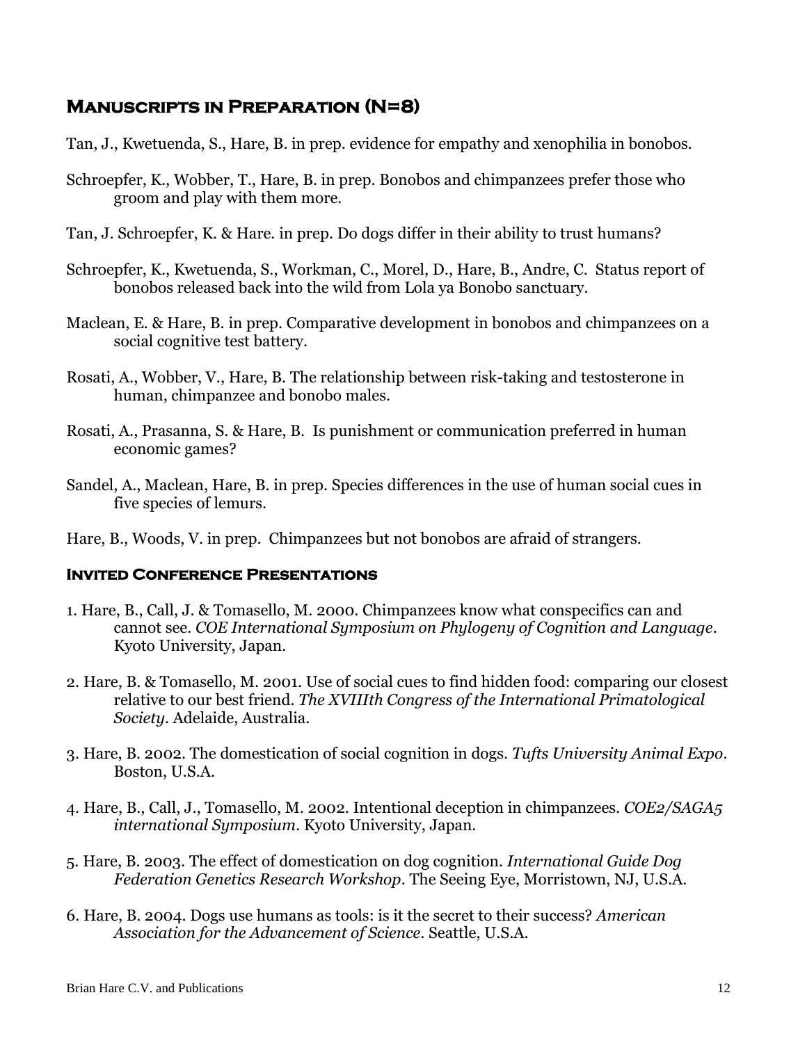## Manuscripts in Preparation (N=8)

Tan, J., Kwetuenda, S., Hare, B. in prep. evidence for empathy and xenophilia in bonobos.

Schroepfer, K., Wobber, T., Hare, B. in prep. Bonobos and chimpanzees prefer those who groom and play with them more.

Tan, J. Schroepfer, K. & Hare. in prep. Do dogs differ in their ability to trust humans?

Schroepfer, K., Kwetuenda, S., Workman, C., Morel, D., Hare, B., Andre, C. Status report of bonobos released back into the wild from Lola ya Bonobo sanctuary.

Maclean, E. & Hare, B. in prep. Comparative development in bonobos and chimpanzees on a social cognitive test battery.

Rosati, A., Wobber, V., Hare, B. The relationship between risk-taking and testosterone in human, chimpanzee and bonobo males.

Rosati, A., Prasanna, S. & Hare, B. Is punishment or communication preferred in human economic games?

Sandel, A., Maclean, Hare, B. in prep. Species differences in the use of human social cues in five species of lemurs.

Hare, B., Woods, V. in prep. Chimpanzees but not bonobos are afraid of strangers.

### Invited Conference Presentations

1. Hare, B., Call, J. & Tomasello, M. 2000. Chimpanzees know what conspecifics can and cannot see. *COE International Symposium on Phylogeny of Cognition and Language*. Kyoto University, Japan.

2. Hare, B. & Tomasello, M. 2001. Use of social cues to find hidden food: comparing our closest relative to our best friend. *The XVIIIth Congress of the International Primatological Society*. Adelaide, Australia.

3. Hare, B. 2002. The domestication of social cognition in dogs. *Tufts University Animal Expo*. Boston, U.S.A.

4. Hare, B., Call, J., Tomasello, M. 2002. Intentional deception in chimpanzees. *COE2/SAGA5 international Symposium*. Kyoto University, Japan.

5. Hare, B. 2003. The effect of domestication on dog cognition. *International Guide Dog Federation Genetics Research Workshop*. The Seeing Eye, Morristown, NJ, U.S.A.

6. Hare, B. 2004. Dogs use humans as tools: is it the secret to their success? *American Association for the Advancement of Science*. Seattle, U.S.A.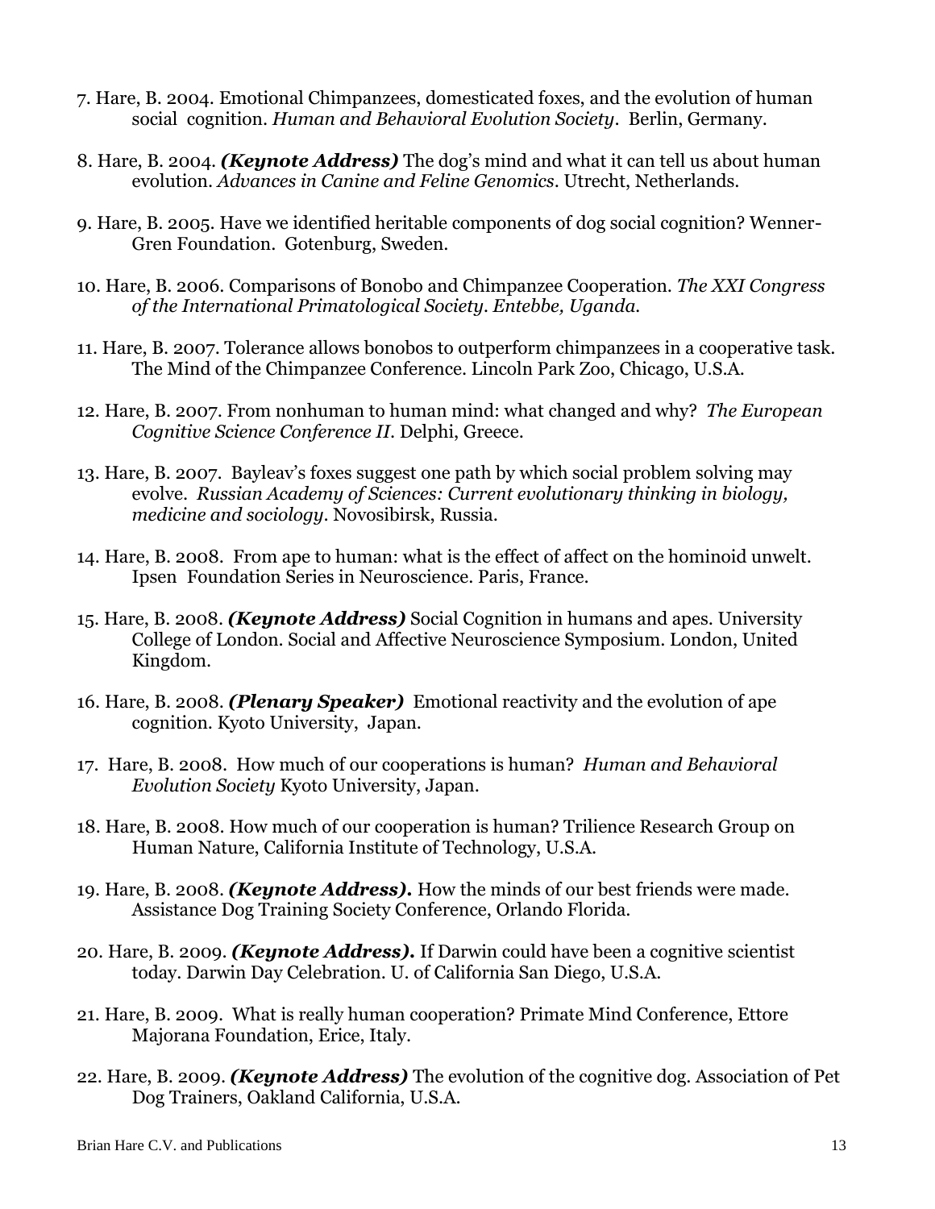7. Hare, B. 2004. Emotional Chimpanzees, domesticated foxes, and the evolution of human social cognition. *Human and Behavioral Evolution Society*. Berlin, Germany.

8. Hare, B. 2004. ***(Keynote Address)*** The dog's mind and what it can tell us about human evolution. *Advances in Canine and Feline Genomics*. Utrecht, Netherlands.

9. Hare, B. 2005. Have we identified heritable components of dog social cognition? Wenner-Gren Foundation. Gotenburg, Sweden.

10. Hare, B. 2006. Comparisons of Bonobo and Chimpanzee Cooperation. *The XXI Congress of the International Primatological Society. Entebbe, Uganda.*

11. Hare, B. 2007. Tolerance allows bonobos to outperform chimpanzees in a cooperative task. The Mind of the Chimpanzee Conference. Lincoln Park Zoo, Chicago, U.S.A.

12. Hare, B. 2007. From nonhuman to human mind: what changed and why? *The European Cognitive Science Conference II*. Delphi, Greece.

13. Hare, B. 2007. Bayleav's foxes suggest one path by which social problem solving may evolve. *Russian Academy of Sciences: Current evolutionary thinking in biology, medicine and sociology*. Novosibirsk, Russia.

14. Hare, B. 2008. From ape to human: what is the effect of affect on the hominoid unwelt. Ipsen Foundation Series in Neuroscience. Paris, France.

15. Hare, B. 2008. ***(Keynote Address)*** Social Cognition in humans and apes. University College of London. Social and Affective Neuroscience Symposium. London, United Kingdom.

16. Hare, B. 2008. ***(Plenary Speaker)*** Emotional reactivity and the evolution of ape cognition. Kyoto University, Japan.

17. Hare, B. 2008. How much of our cooperations is human? *Human and Behavioral Evolution Society* Kyoto University, Japan.

18. Hare, B. 2008. How much of our cooperation is human? Trilience Research Group on Human Nature, California Institute of Technology, U.S.A.

19. Hare, B. 2008. ***(Keynote Address).*** How the minds of our best friends were made. Assistance Dog Training Society Conference, Orlando Florida.

20. Hare, B. 2009. ***(Keynote Address).*** If Darwin could have been a cognitive scientist today. Darwin Day Celebration. U. of California San Diego, U.S.A.

21. Hare, B. 2009. What is really human cooperation? Primate Mind Conference, Ettore Majorana Foundation, Erice, Italy.

22. Hare, B. 2009. ***(Keynote Address)*** The evolution of the cognitive dog. Association of Pet Dog Trainers, Oakland California, U.S.A.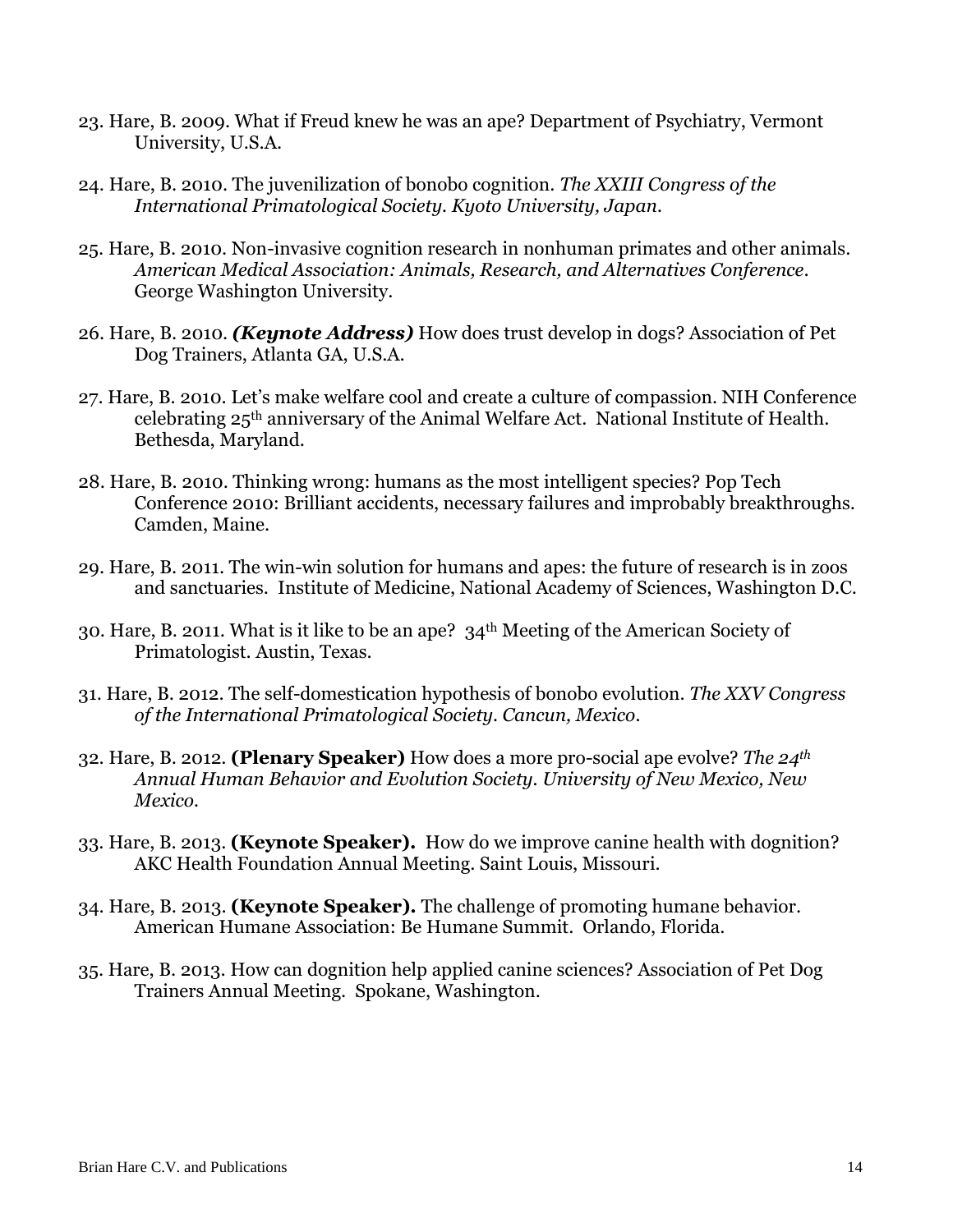23. Hare, B. 2009. What if Freud knew he was an ape? Department of Psychiatry, Vermont University, U.S.A.

24. Hare, B. 2010. The juvenilization of bonobo cognition. *The XXIII Congress of the International Primatological Society. Kyoto University, Japan.*

25. Hare, B. 2010. Non-invasive cognition research in nonhuman primates and other animals. *American Medical Association: Animals, Research, and Alternatives Conference*. George Washington University.

26. Hare, B. 2010. ***(Keynote Address)*** How does trust develop in dogs? Association of Pet Dog Trainers, Atlanta GA, U.S.A.

27. Hare, B. 2010. Let's make welfare cool and create a culture of compassion. NIH Conference celebrating 25th anniversary of the Animal Welfare Act. National Institute of Health. Bethesda, Maryland.

28. Hare, B. 2010. Thinking wrong: humans as the most intelligent species? Pop Tech Conference 2010: Brilliant accidents, necessary failures and improbably breakthroughs. Camden, Maine.

29. Hare, B. 2011. The win-win solution for humans and apes: the future of research is in zoos and sanctuaries. Institute of Medicine, National Academy of Sciences, Washington D.C.

30. Hare, B. 2011. What is it like to be an ape? 34th Meeting of the American Society of Primatologist. Austin, Texas.

31. Hare, B. 2012. The self-domestication hypothesis of bonobo evolution. *The XXV Congress of the International Primatological Society. Cancun, Mexico.*

32. Hare, B. 2012. **(Plenary Speaker)** How does a more pro-social ape evolve? *The 24th Annual Human Behavior and Evolution Society. University of New Mexico, New Mexico.*

33. Hare, B. 2013. **(Keynote Speaker).** How do we improve canine health with dognition? AKC Health Foundation Annual Meeting. Saint Louis, Missouri.

34. Hare, B. 2013. **(Keynote Speaker).** The challenge of promoting humane behavior. American Humane Association: Be Humane Summit. Orlando, Florida.

35. Hare, B. 2013. How can dognition help applied canine sciences? Association of Pet Dog Trainers Annual Meeting. Spokane, Washington.